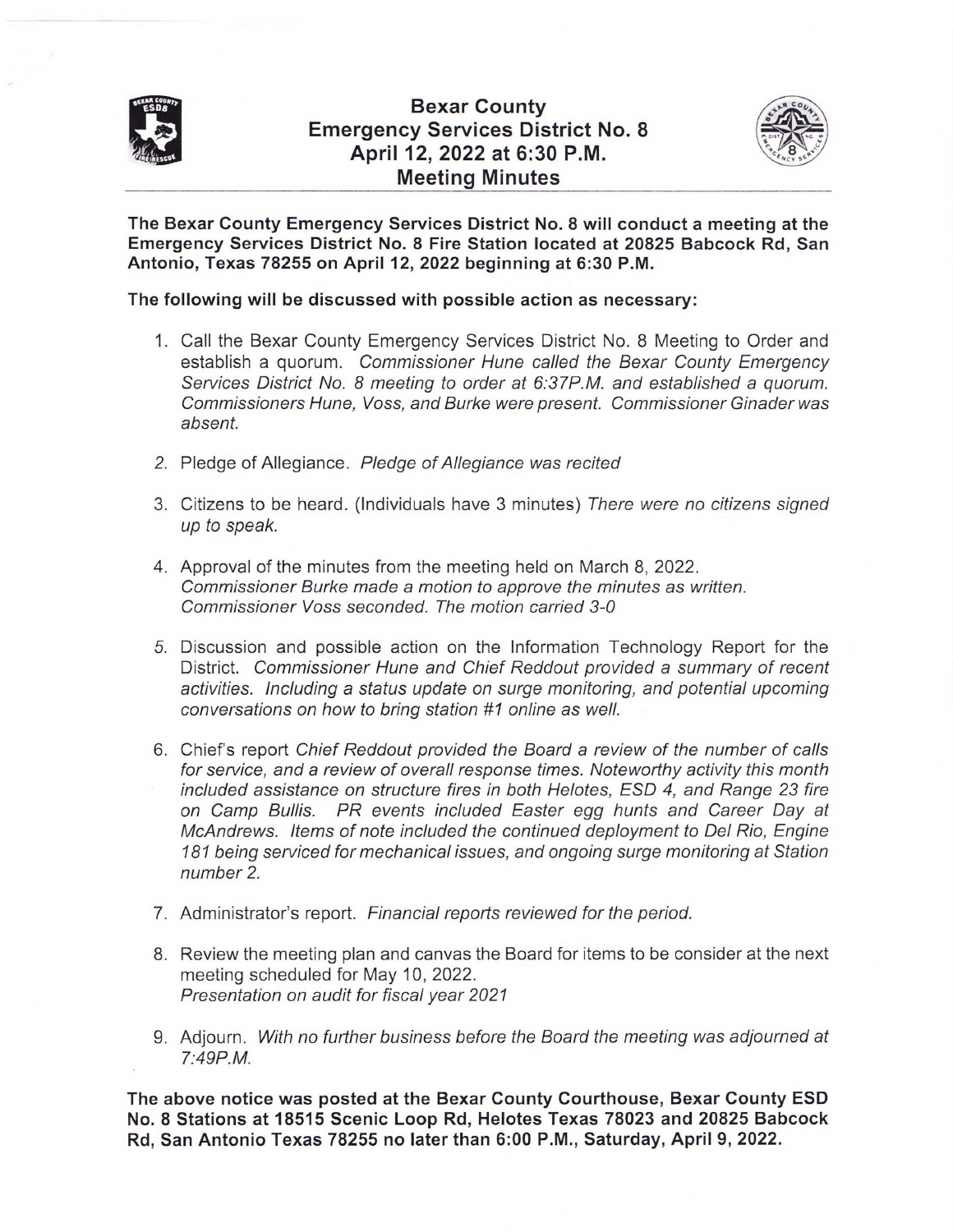# Bexar County Emergency Services District No. 8

## April 12, 2022 at 6:30 P.M.

## Meeting Minutes

**The Bexar County Emergency Services District No. 8 will conduct a meeting at the Emergency Services District No. 8 Fire Station located at 20825 Babcock Rd, San Antonio, Texas 78255 on April 12, 2022 beginning at 6:30 P.M.**

**The following will be discussed with possible action as necessary:**

1. Call the Bexar County Emergency Services District No. 8 Meeting to Order and establish a quorum. *Commissioner Hune called the Bexar County Emergency Services District No. 8 meeting to order at 6:37P.M. and established a quorum. Commissioners Hune, Voss, and Burke were present. Commissioner Ginader was absent.*

2. Pledge of Allegiance. *Pledge of Allegiance was recited*

3. Citizens to be heard. (Individuals have 3 minutes) *There were no citizens signed up to speak.*

4. Approval of the minutes from the meeting held on March 8, 2022. *Commissioner Burke made a motion to approve the minutes as written. Commissioner Voss seconded. The motion carried 3-0*

5. Discussion and possible action on the Information Technology Report for the District. *Commissioner Hune and Chief Reddout provided a summary of recent activities. Including a status update on surge monitoring, and potential upcoming conversations on how to bring station #1 online as well.*

6. Chief's report *Chief Reddout provided the Board a review of the number of calls for service, and a review of overall response times. Noteworthy activity this month included assistance on structure fires in both Helotes, ESD 4, and Range 23 fire on Camp Bullis. PR events included Easter egg hunts and Career Day at McAndrews. Items of note included the continued deployment to Del Rio, Engine 181 being serviced for mechanical issues, and ongoing surge monitoring at Station number 2.*

7. Administrator's report. *Financial reports reviewed for the period.*

8. Review the meeting plan and canvas the Board for items to be consider at the next meeting scheduled for May 10, 2022. *Presentation on audit for fiscal year 2021*

9. Adjourn. *With no further business before the Board the meeting was adjourned at 7:49P.M.*

**The above notice was posted at the Bexar County Courthouse, Bexar County ESD No. 8 Stations at 18515 Scenic Loop Rd, Helotes Texas 78023 and 20825 Babcock Rd, San Antonio Texas 78255 no later than 6:00 P.M., Saturday, April 9, 2022.**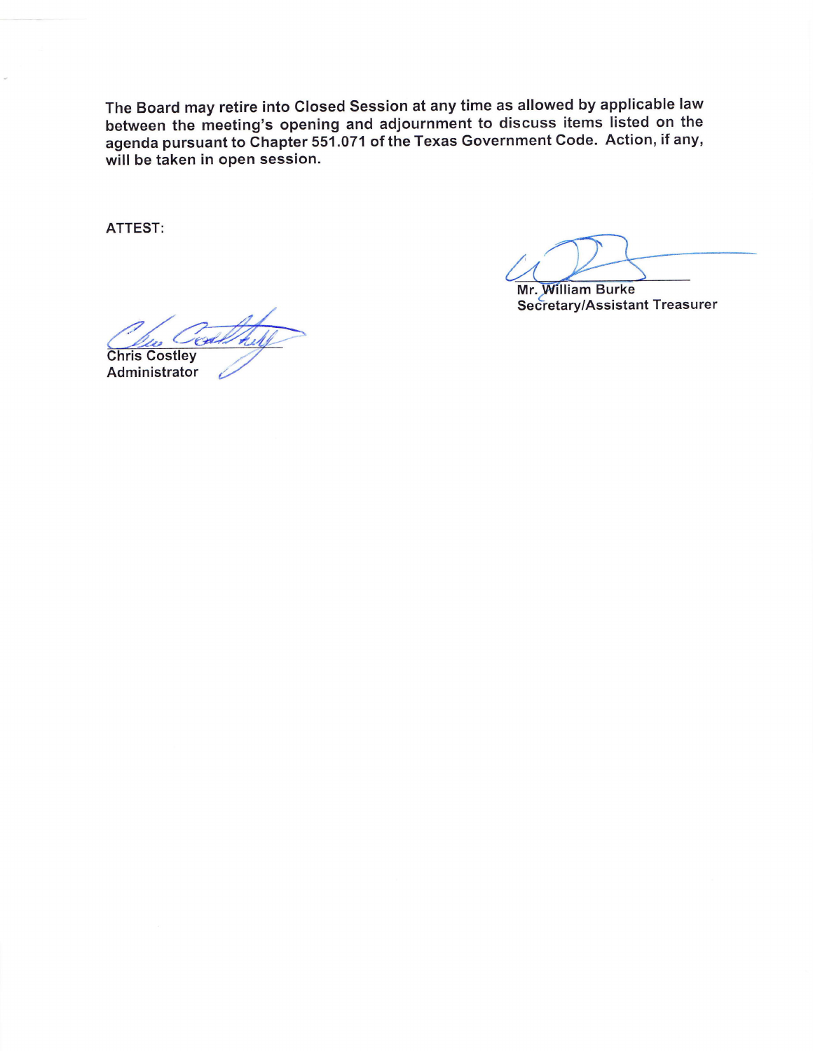The Board may retire into Closed Session at any time as allowed by applicable law between the meeting's opening and adjournment to discuss items listed on the agenda pursuant to Chapter 551.071 of the Texas Government Code. Action, if any, will be taken in open session.

ATTEST:

Mr. William Burke
Secretary/Assistant Treasurer

Chris Costley
Administrator